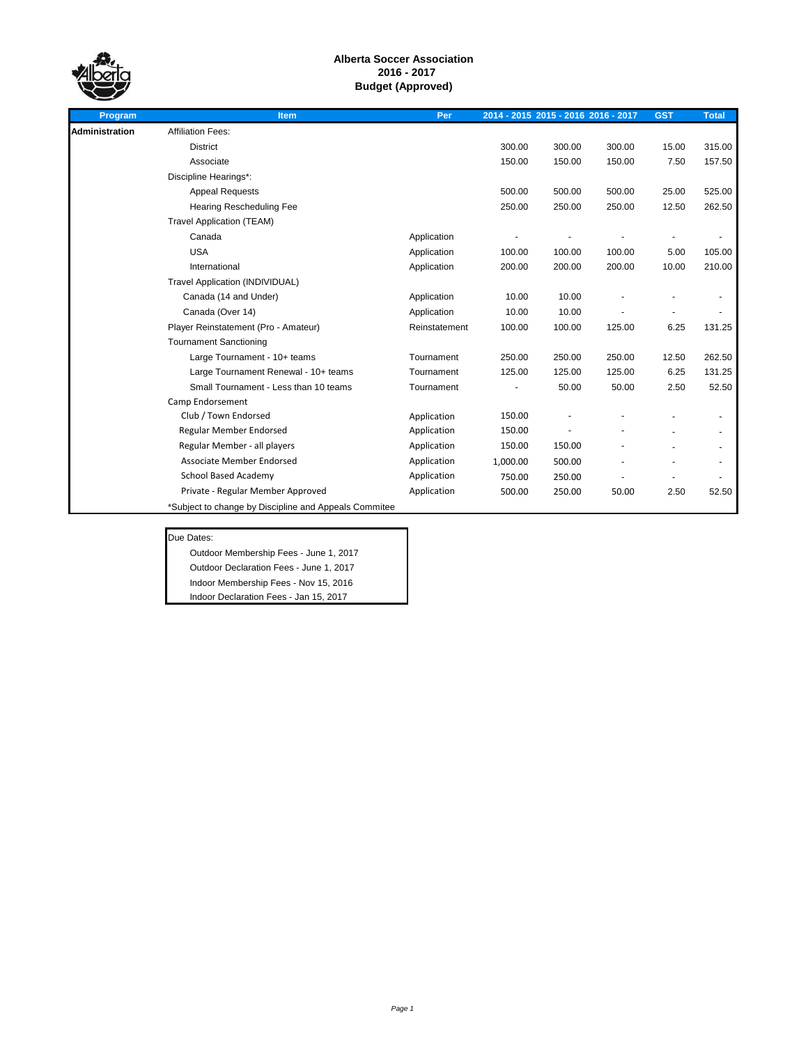**Alberta Soccer Association**
**2016 - 2017**
**Budget (Approved)**

| Program | Item | Per | 2014 - 2015 | 2015 - 2016 | 2016 - 2017 | GST | Total |
|---|---|---|---|---|---|---|---|
| **Administration** | Affiliation Fees: | | | | | | |
| | District | | 300.00 | 300.00 | 300.00 | 15.00 | 315.00 |
| | Associate | | 150.00 | 150.00 | 150.00 | 7.50 | 157.50 |
| | Discipline Hearings*: | | | | | | |
| | Appeal Requests | | 500.00 | 500.00 | 500.00 | 25.00 | 525.00 |
| | Hearing Rescheduling Fee | | 250.00 | 250.00 | 250.00 | 12.50 | 262.50 |
| | Travel Application (TEAM) | | | | | | |
| | Canada | Application | - | - | - | - | - |
| | USA | Application | 100.00 | 100.00 | 100.00 | 5.00 | 105.00 |
| | International | Application | 200.00 | 200.00 | 200.00 | 10.00 | 210.00 |
| | Travel Application (INDIVIDUAL) | | | | | | |
| | Canada (14 and Under) | Application | 10.00 | 10.00 | - | - | - |
| | Canada (Over 14) | Application | 10.00 | 10.00 | - | - | - |
| | Player Reinstatement (Pro - Amateur) | Reinstatement | 100.00 | 100.00 | 125.00 | 6.25 | 131.25 |
| | Tournament Sanctioning | | | | | | |
| | Large Tournament - 10+ teams | Tournament | 250.00 | 250.00 | 250.00 | 12.50 | 262.50 |
| | Large Tournament Renewal - 10+ teams | Tournament | 125.00 | 125.00 | 125.00 | 6.25 | 131.25 |
| | Small Tournament - Less than 10 teams | Tournament | - | 50.00 | 50.00 | 2.50 | 52.50 |
| | Camp Endorsement | | | | | | |
| | Club / Town Endorsed | Application | 150.00 | - | - | - | - |
| | Regular Member Endorsed | Application | 150.00 | - | - | - | - |
| | Regular Member - all players | Application | 150.00 | 150.00 | - | - | - |
| | Associate Member Endorsed | Application | 1,000.00 | 500.00 | - | - | - |
| | School Based Academy | Application | 750.00 | 250.00 | - | - | - |
| | Private - Regular Member Approved | Application | 500.00 | 250.00 | 50.00 | 2.50 | 52.50 |

*Subject to change by Discipline and Appeals Commitee

Due Dates:

- Outdoor Membership Fees - June 1, 2017
- Outdoor Declaration Fees - June 1, 2017
- Indoor Membership Fees - Nov 15, 2016
- Indoor Declaration Fees - Jan 15, 2017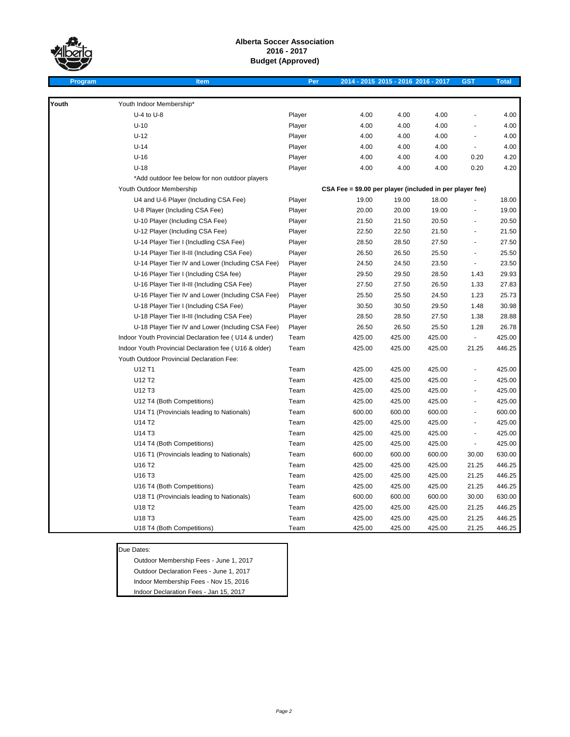# Alberta Soccer Association
## 2016 - 2017
## Budget (Approved)

| Program | Item | Per | 2014 - 2015 | 2015 - 2016 | 2016 - 2017 | GST | Total |
|---|---|---|---|---|---|---|---|
| **Youth** | Youth Indoor Membership* | | | | | | |
| | U-4 to U-8 | Player | 4.00 | 4.00 | 4.00 | - | 4.00 |
| | U-10 | Player | 4.00 | 4.00 | 4.00 | - | 4.00 |
| | U-12 | Player | 4.00 | 4.00 | 4.00 | - | 4.00 |
| | U-14 | Player | 4.00 | 4.00 | 4.00 | - | 4.00 |
| | U-16 | Player | 4.00 | 4.00 | 4.00 | 0.20 | 4.20 |
| | U-18 | Player | 4.00 | 4.00 | 4.00 | 0.20 | 4.20 |
| | *Add outdoor fee below for non outdoor players | | | | | | |
| | Youth Outdoor Membership | | **CSA Fee = $9.00 per player (included in per player fee)** | | | | |
| | U4 and U-6 Player (Including CSA Fee) | Player | 19.00 | 19.00 | 18.00 | - | 18.00 |
| | U-8 Player (Including CSA Fee) | Player | 20.00 | 20.00 | 19.00 | - | 19.00 |
| | U-10 Player (Including CSA Fee) | Player | 21.50 | 21.50 | 20.50 | - | 20.50 |
| | U-12 Player (Including CSA Fee) | Player | 22.50 | 22.50 | 21.50 | - | 21.50 |
| | U-14 Player Tier I (Includling CSA Fee) | Player | 28.50 | 28.50 | 27.50 | - | 27.50 |
| | U-14 Player Tier II-III (Including CSA Fee) | Player | 26.50 | 26.50 | 25.50 | - | 25.50 |
| | U-14 Player Tier IV and Lower (Including CSA Fee) | Player | 24.50 | 24.50 | 23.50 | - | 23.50 |
| | U-16 Player Tier I (Including CSA fee) | Player | 29.50 | 29.50 | 28.50 | 1.43 | 29.93 |
| | U-16 Player Tier II-III (Including CSA Fee) | Player | 27.50 | 27.50 | 26.50 | 1.33 | 27.83 |
| | U-16 Player Tier IV and Lower (Including CSA Fee) | Player | 25.50 | 25.50 | 24.50 | 1.23 | 25.73 |
| | U-18 Player Tier I (Including CSA Fee) | Player | 30.50 | 30.50 | 29.50 | 1.48 | 30.98 |
| | U-18 Player Tier II-III (Including CSA Fee) | Player | 28.50 | 28.50 | 27.50 | 1.38 | 28.88 |
| | U-18 Player Tier IV and Lower (Including CSA Fee) | Player | 26.50 | 26.50 | 25.50 | 1.28 | 26.78 |
| | Indoor Youth Provincial Declaration fee ( U14 & under) | Team | 425.00 | 425.00 | 425.00 | - | 425.00 |
| | Indoor Youth Provincial Declaration fee ( U16 & older) | Team | 425.00 | 425.00 | 425.00 | 21.25 | 446.25 |
| | Youth Outdoor Provincial Declaration Fee: | | | | | | |
| | U12 T1 | Team | 425.00 | 425.00 | 425.00 | - | 425.00 |
| | U12 T2 | Team | 425.00 | 425.00 | 425.00 | - | 425.00 |
| | U12 T3 | Team | 425.00 | 425.00 | 425.00 | - | 425.00 |
| | U12 T4 (Both Competitions) | Team | 425.00 | 425.00 | 425.00 | - | 425.00 |
| | U14 T1 (Provincials leading to Nationals) | Team | 600.00 | 600.00 | 600.00 | - | 600.00 |
| | U14 T2 | Team | 425.00 | 425.00 | 425.00 | - | 425.00 |
| | U14 T3 | Team | 425.00 | 425.00 | 425.00 | - | 425.00 |
| | U14 T4 (Both Competitions) | Team | 425.00 | 425.00 | 425.00 | - | 425.00 |
| | U16 T1 (Provincials leading to Nationals) | Team | 600.00 | 600.00 | 600.00 | 30.00 | 630.00 |
| | U16 T2 | Team | 425.00 | 425.00 | 425.00 | 21.25 | 446.25 |
| | U16 T3 | Team | 425.00 | 425.00 | 425.00 | 21.25 | 446.25 |
| | U16 T4 (Both Competitions) | Team | 425.00 | 425.00 | 425.00 | 21.25 | 446.25 |
| | U18 T1 (Provincials leading to Nationals) | Team | 600.00 | 600.00 | 600.00 | 30.00 | 630.00 |
| | U18 T2 | Team | 425.00 | 425.00 | 425.00 | 21.25 | 446.25 |
| | U18 T3 | Team | 425.00 | 425.00 | 425.00 | 21.25 | 446.25 |
| | U18 T4 (Both Competitions) | Team | 425.00 | 425.00 | 425.00 | 21.25 | 446.25 |

Due Dates:

- Outdoor Membership Fees - June 1, 2017
- Outdoor Declaration Fees - June 1, 2017
- Indoor Membership Fees - Nov 15, 2016
- Indoor Declaration Fees - Jan 15, 2017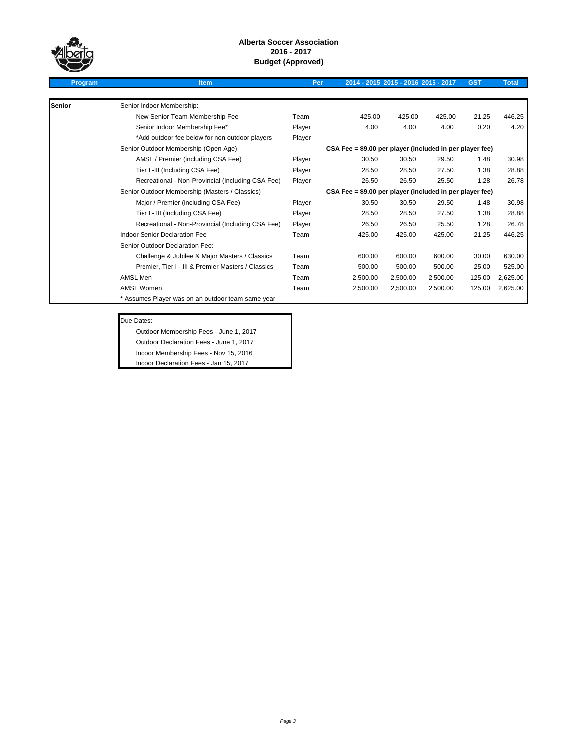# Alberta Soccer Association
## 2016 - 2017
## Budget (Approved)

| Program | Item | Per | 2014 - 2015 | 2015 - 2016 | 2016 - 2017 | GST | Total |
|---|---|---|---|---|---|---|---|
| **Senior** | Senior Indoor Membership: | | | | | | |
| | New Senior Team Membership Fee | Team | 425.00 | 425.00 | 425.00 | 21.25 | 446.25 |
| | Senior Indoor Membership Fee* | Player | 4.00 | 4.00 | 4.00 | 0.20 | 4.20 |
| | *Add outdoor fee below for non outdoor players | Player | | | | | |
| | Senior Outdoor Membership (Open Age) | | **CSA Fee = $9.00 per player (included in per player fee)** | | | | |
| | AMSL / Premier (including CSA Fee) | Player | 30.50 | 30.50 | 29.50 | 1.48 | 30.98 |
| | Tier I -III (Including CSA Fee) | Player | 28.50 | 28.50 | 27.50 | 1.38 | 28.88 |
| | Recreational - Non-Provincial (Including CSA Fee) | Player | 26.50 | 26.50 | 25.50 | 1.28 | 26.78 |
| | Senior Outdoor Membership (Masters / Classics) | | **CSA Fee = $9.00 per player (included in per player fee)** | | | | |
| | Major / Premier (including CSA Fee) | Player | 30.50 | 30.50 | 29.50 | 1.48 | 30.98 |
| | Tier I - III (Including CSA Fee) | Player | 28.50 | 28.50 | 27.50 | 1.38 | 28.88 |
| | Recreational - Non-Provincial (Including CSA Fee) | Player | 26.50 | 26.50 | 25.50 | 1.28 | 26.78 |
| | Indoor Senior Declaration Fee | Team | 425.00 | 425.00 | 425.00 | 21.25 | 446.25 |
| | Senior Outdoor Declaration Fee: | | | | | | |
| | Challenge & Jubilee & Major Masters / Classics | Team | 600.00 | 600.00 | 600.00 | 30.00 | 630.00 |
| | Premier, Tier I - III & Premier Masters / Classics | Team | 500.00 | 500.00 | 500.00 | 25.00 | 525.00 |
| | AMSL Men | Team | 2,500.00 | 2,500.00 | 2,500.00 | 125.00 | 2,625.00 |
| | AMSL Women | Team | 2,500.00 | 2,500.00 | 2,500.00 | 125.00 | 2,625.00 |
| | * Assumes Player was on an outdoor team same year | | | | | | |

Due Dates:

- Outdoor Membership Fees - June 1, 2017
- Outdoor Declaration Fees - June 1, 2017
- Indoor Membership Fees - Nov 15, 2016
- Indoor Declaration Fees - Jan 15, 2017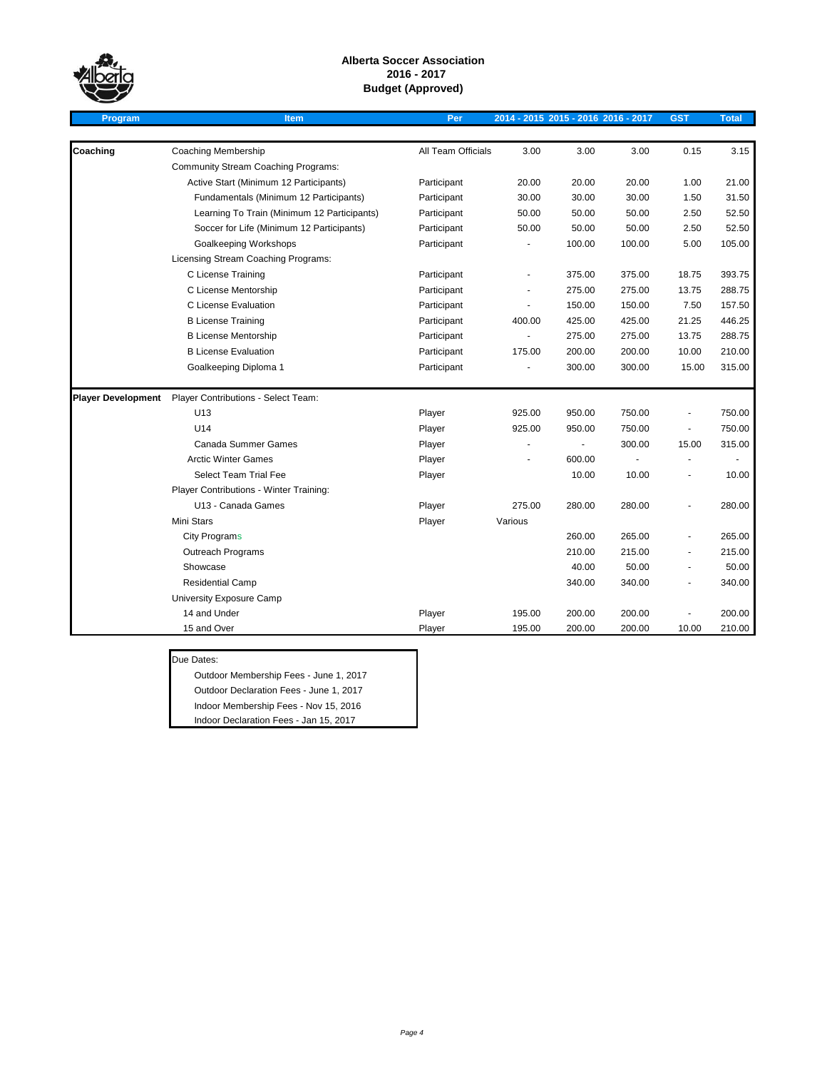# Alberta Soccer Association
## 2016 - 2017
## Budget (Approved)

| Program | Item | Per | 2014 - 2015 | 2015 - 2016 | 2016 - 2017 | GST | Total |
|---|---|---|---|---|---|---|---|
| **Coaching** | Coaching Membership | All Team Officials | 3.00 | 3.00 | 3.00 | 0.15 | 3.15 |
| | Community Stream Coaching Programs: | | | | | | |
| | Active Start (Minimum 12 Participants) | Participant | 20.00 | 20.00 | 20.00 | 1.00 | 21.00 |
| | Fundamentals (Minimum 12 Participants) | Participant | 30.00 | 30.00 | 30.00 | 1.50 | 31.50 |
| | Learning To Train (Minimum 12 Participants) | Participant | 50.00 | 50.00 | 50.00 | 2.50 | 52.50 |
| | Soccer for Life (Minimum 12 Participants) | Participant | 50.00 | 50.00 | 50.00 | 2.50 | 52.50 |
| | Goalkeeping Workshops | Participant | - | 100.00 | 100.00 | 5.00 | 105.00 |
| | Licensing Stream Coaching Programs: | | | | | | |
| | C License Training | Participant | - | 375.00 | 375.00 | 18.75 | 393.75 |
| | C License Mentorship | Participant | - | 275.00 | 275.00 | 13.75 | 288.75 |
| | C License Evaluation | Participant | - | 150.00 | 150.00 | 7.50 | 157.50 |
| | B License Training | Participant | 400.00 | 425.00 | 425.00 | 21.25 | 446.25 |
| | B License Mentorship | Participant | - | 275.00 | 275.00 | 13.75 | 288.75 |
| | B License Evaluation | Participant | 175.00 | 200.00 | 200.00 | 10.00 | 210.00 |
| | Goalkeeping Diploma 1 | Participant | - | 300.00 | 300.00 | 15.00 | 315.00 |
| **Player Development** | Player Contributions - Select Team: | | | | | | |
| | U13 | Player | 925.00 | 950.00 | 750.00 | - | 750.00 |
| | U14 | Player | 925.00 | 950.00 | 750.00 | - | 750.00 |
| | Canada Summer Games | Player | - | - | 300.00 | 15.00 | 315.00 |
| | Arctic Winter Games | Player | - | 600.00 | - | - | - |
| | Select Team Trial Fee | Player | | 10.00 | 10.00 | - | 10.00 |
| | Player Contributions - Winter Training: | | | | | | |
| | U13 - Canada Games | Player | 275.00 | 280.00 | 280.00 | - | 280.00 |
| | Mini Stars | Player | Various | | | | |
| | City Programs | | | 260.00 | 265.00 | - | 265.00 |
| | Outreach Programs | | | 210.00 | 215.00 | - | 215.00 |
| | Showcase | | | 40.00 | 50.00 | - | 50.00 |
| | Residential Camp | | | 340.00 | 340.00 | - | 340.00 |
| | University Exposure Camp | | | | | | |
| | 14 and Under | Player | 195.00 | 200.00 | 200.00 | - | 200.00 |
| | 15 and Over | Player | 195.00 | 200.00 | 200.00 | 10.00 | 210.00 |

Due Dates:

- Outdoor Membership Fees - June 1, 2017
- Outdoor Declaration Fees - June 1, 2017
- Indoor Membership Fees - Nov 15, 2016
- Indoor Declaration Fees - Jan 15, 2017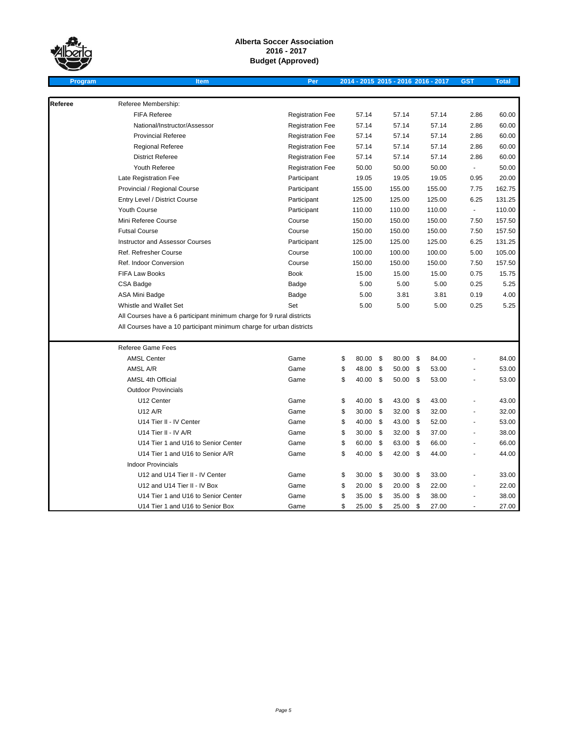**Alberta Soccer Association**
**2016 - 2017**
**Budget (Approved)**

| Program | Item | Per | 2014 - 2015 | 2015 - 2016 | 2016 - 2017 | GST | Total |
|---|---|---|---|---|---|---|---|
| **Referee** | Referee Membership: | | | | | | |
| | FIFA Referee | Registration Fee | 57.14 | 57.14 | 57.14 | 2.86 | 60.00 |
| | National/Instructor/Assessor | Registration Fee | 57.14 | 57.14 | 57.14 | 2.86 | 60.00 |
| | Provincial Referee | Registration Fee | 57.14 | 57.14 | 57.14 | 2.86 | 60.00 |
| | Regional Referee | Registration Fee | 57.14 | 57.14 | 57.14 | 2.86 | 60.00 |
| | District Referee | Registration Fee | 57.14 | 57.14 | 57.14 | 2.86 | 60.00 |
| | Youth Referee | Registration Fee | 50.00 | 50.00 | 50.00 | - | 50.00 |
| | Late Registration Fee | Participant | 19.05 | 19.05 | 19.05 | 0.95 | 20.00 |
| | Provincial / Regional Course | Participant | 155.00 | 155.00 | 155.00 | 7.75 | 162.75 |
| | Entry Level / District Course | Participant | 125.00 | 125.00 | 125.00 | 6.25 | 131.25 |
| | Youth Course | Participant | 110.00 | 110.00 | 110.00 | - | 110.00 |
| | Mini Referee Course | Course | 150.00 | 150.00 | 150.00 | 7.50 | 157.50 |
| | Futsal Course | Course | 150.00 | 150.00 | 150.00 | 7.50 | 157.50 |
| | Instructor and Assessor Courses | Participant | 125.00 | 125.00 | 125.00 | 6.25 | 131.25 |
| | Ref. Refresher Course | Course | 100.00 | 100.00 | 100.00 | 5.00 | 105.00 |
| | Ref. Indoor Conversion | Course | 150.00 | 150.00 | 150.00 | 7.50 | 157.50 |
| | FIFA Law Books | Book | 15.00 | 15.00 | 15.00 | 0.75 | 15.75 |
| | CSA Badge | Badge | 5.00 | 5.00 | 5.00 | 0.25 | 5.25 |
| | ASA Mini Badge | Badge | 5.00 | 3.81 | 3.81 | 0.19 | 4.00 |
| | Whistle and Wallet Set | Set | 5.00 | 5.00 | 5.00 | 0.25 | 5.25 |
| | All Courses have a 6 participant minimum charge for 9 rural districts | | | | | | |
| | All Courses have a 10 participant minimum charge for urban districts | | | | | | |
| | Referee Game Fees | | | | | | |
| | AMSL Center | Game | $ 80.00 | $ 80.00 | $ 84.00 | - | 84.00 |
| | AMSL A/R | Game | $ 48.00 | $ 50.00 | $ 53.00 | - | 53.00 |
| | AMSL 4th Official | Game | $ 40.00 | $ 50.00 | $ 53.00 | - | 53.00 |
| | Outdoor Provincials | | | | | | |
| | U12 Center | Game | $ 40.00 | $ 43.00 | $ 43.00 | - | 43.00 |
| | U12 A/R | Game | $ 30.00 | $ 32.00 | $ 32.00 | - | 32.00 |
| | U14 Tier II - IV Center | Game | $ 40.00 | $ 43.00 | $ 52.00 | - | 53.00 |
| | U14 Tier II - IV A/R | Game | $ 30.00 | $ 32.00 | $ 37.00 | - | 38.00 |
| | U14 Tier 1 and U16 to Senior Center | Game | $ 60.00 | $ 63.00 | $ 66.00 | - | 66.00 |
| | U14 Tier 1 and U16 to Senior A/R | Game | $ 40.00 | $ 42.00 | $ 44.00 | - | 44.00 |
| | Indoor Provincials | | | | | | |
| | U12 and U14 Tier II - IV Center | Game | $ 30.00 | $ 30.00 | $ 33.00 | - | 33.00 |
| | U12 and U14 Tier II - IV Box | Game | $ 20.00 | $ 20.00 | $ 22.00 | - | 22.00 |
| | U14 Tier 1 and U16 to Senior Center | Game | $ 35.00 | $ 35.00 | $ 38.00 | - | 38.00 |
| | U14 Tier 1 and U16 to Senior Box | Game | $ 25.00 | $ 25.00 | $ 27.00 | - | 27.00 |